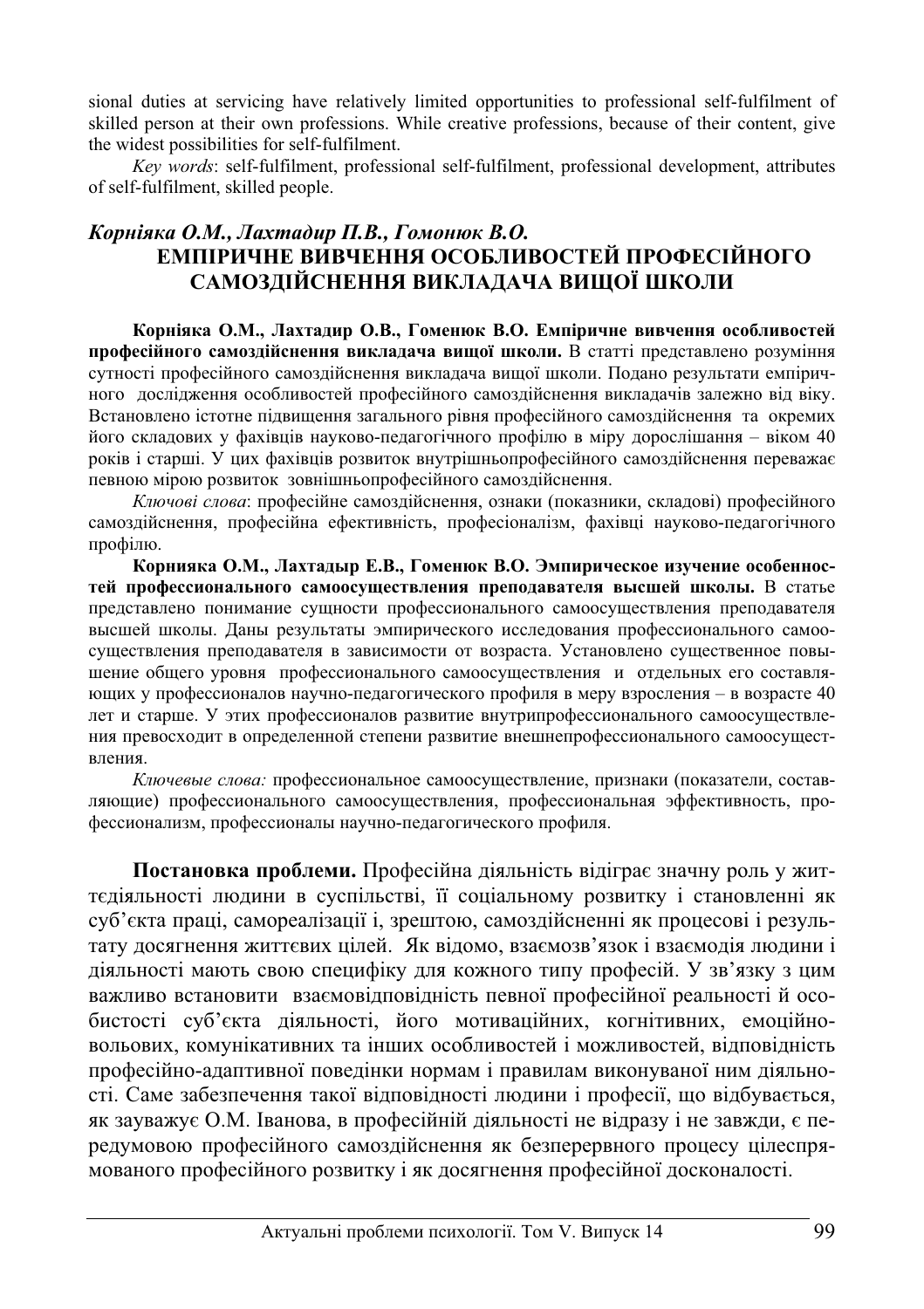sional duties at servicing have relatively limited opportunities to professional self-fulfilment of skilled person at their own professions. While creative professions, because of their content, give the widest possibilities for self-fulfilment.

*Key words*: self-fulfilment, professional self-fulfilment, professional development, attributes of self-fulfilment, skilled people.

*Корніяка О.М., Лахтадир П.В., Гомонюк В.О.*

## ЕМПІРИЧНЕ ВИВЧЕННЯ ОСОБЛИВОСТЕЙ ПРОФЕСІЙНОГО САМОЗДІЙСНЕННЯ ВИКЛАДАЧА ВИЩОЇ ШКОЛИ

**Корніяка О.М., Лахтадир О.В., Гоменюк В.О. Емпіричне вивчення особливостей професійного самоздійснення викладача вищої школи.** В статті представлено розуміння сутності професійного самоздійснення викладача вищої школи. Подано результати емпіричного дослідження особливостей професійного самоздійснення викладачів залежно від віку. Встановлено істотне підвищення загального рівня професійного самоздійснення та окремих його складових у фахівців науково-педагогічного профілю в міру дорослішання – віком 40 років і старші. У цих фахівців розвиток внутрішньопрофесійного самоздійснення переважає певною мірою розвиток зовнішньопрофесійного самоздійснення.

*Ключові слова*: професійне самоздійснення, ознаки (показники, складові) професійного самоздійснення, професійна ефективність, професіоналізм, фахівці науково-педагогічного профілю.

**Корнияка О.М., Лахтадыр Е.В., Гоменюк В.О. Эмпирическое изучение особенностей профессионального самоосуществления преподавателя высшей школы.** В статье представлено понимание сущности профессионального самоосуществления преподавателя высшей школы. Даны результаты эмпирического исследования профессионального самоосуществления преподавателя в зависимости от возраста. Установлено существенное повышение общего уровня профессионального самоосуществления и отдельных его составляющих у профессионалов научно-педагогического профиля в меру взросления – в возрасте 40 лет и старше. У этих профессионалов развитие внутрипрофессионального самоосуществления превосходит в определенной степени развитие внешнепрофессионального самоосуществления.

*Ключевые слова:* профессиональное самоосуществление, признаки (показатели, составляющие) профессионального самоосуществления, профессиональная эффективность, профессионализм, профессионалы научно-педагогического профиля.

**Постановка проблеми.** Професійна діяльність відіграє значну роль у життєдіяльності людини в суспільстві, її соціальному розвитку і становленні як суб'єкта праці, самореалізації і, зрештою, самоздійсненні як процесові і результату досягнення життєвих цілей. Як відомо, взаємозв'язок і взаємодія людини і діяльності мають свою специфіку для кожного типу професій. У зв'язку з цим важливо встановити взаємовідповідність певної професійної реальності й особистості суб'єкта діяльності, його мотиваційних, когнітивних, емоційно-вольових, комунікативних та інших особливостей і можливостей, відповідність професійно-адаптивної поведінки нормам і правилам виконуваної ним діяльності. Саме забезпечення такої відповідності людини і професії, що відбувається, як зауважує О.М. Іванова, в професійній діяльності не відразу і не завжди, є передумовою професійного самоздійснення як безперервного процесу цілеспрямованого професійного розвитку і як досягнення професійної досконалості.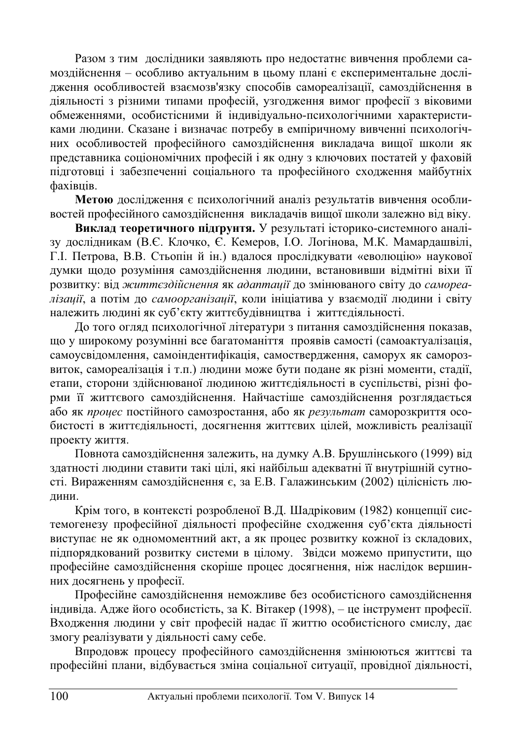Разом з тим дослідники заявляють про недостатнє вивчення проблеми самоздійснення – особливо актуальним в цьому плані є експериментальне дослідження особливостей взаємозв'язку способів самореалізації, самоздійснення в діяльності з різними типами професій, узгодження вимог професії з віковими обмеженнями, особистісними й індивідуально-психологічними характеристиками людини. Сказане і визначає потребу в емпіричному вивченні психологічних особливостей професійного самоздійснення викладача вищої школи як представника соціономічних професій і як одну з ключових постатей у фаховій підготовці і забезпеченні соціального та професійного сходження майбутніх фахівців.

**Метою** дослідження є психологічний аналіз результатів вивчення особливостей професійного самоздійснення викладачів вищої школи залежно від віку.

**Виклад теоретичного підґрунтя.** У результаті історико-системного аналізу дослідникам (В.Є. Клочко, Є. Кемеров, І.О. Логінова, М.К. Мамардашвілі, Г.І. Петрова, В.В. Стьопін й ін.) вдалося прослідкувати «еволюцію» наукової думки щодо розуміння самоздійснення людини, встановивши відмітні віхи її розвитку: від *життєздійснення* як *адаптації* до змінюваного світу до *самореалізації*, а потім до *самоорганізації*, коли ініціатива у взаємодії людини і світу належить людині як суб'єкту життєбудівництва і життєдіяльності.

До того огляд психологічної літератури з питання самоздійснення показав, що у широкому розумінні все багатоманіття проявів самості (самоактуалізація, самоусвідомлення, самоідентифікація, самоствердження, саморух як саморозвиток, самореалізація і т.п.) людини може бути подане як різні моменти, стадії, етапи, сторони здійснюваної людиною життєдіяльності в суспільстві, різні форми її життєвого самоздійснення. Найчастіше самоздійснення розглядається або як *процес* постійного самозростання, або як *результат* саморозкриття особистості в життєдіяльності, досягнення життєвих цілей, можливість реалізації проекту життя.

Повнота самоздійснення залежить, на думку А.В. Брушлінського (1999) від здатності людини ставити такі цілі, які найбільш адекватні її внутрішній сутності. Вираженням самоздійснення є, за Е.В. Галажинським (2002) цілісність людини.

Крім того, в контексті розробленої В.Д. Шадріковим (1982) концепції системогенезу професійної діяльності професійне сходження суб'єкта діяльності виступає не як одномоментний акт, а як процес розвитку кожної із складових, підпорядкований розвитку системи в цілому. Звідси можемо припустити, що професійне самоздійснення скоріше процес досягнення, ніж наслідок вершинних досягнень у професії.

Професійне самоздійснення неможливе без особистісного самоздійснення індивіда. Адже його особистість, за К. Вітакер (1998), – це інструмент професії. Входження людини у світ професій надає її життю особистісного смислу, дає змогу реалізувати у діяльності саму себе.

Впродовж процесу професійного самоздійснення змінюються життєві та професійні плани, відбувається зміна соціальної ситуації, провідної діяльності,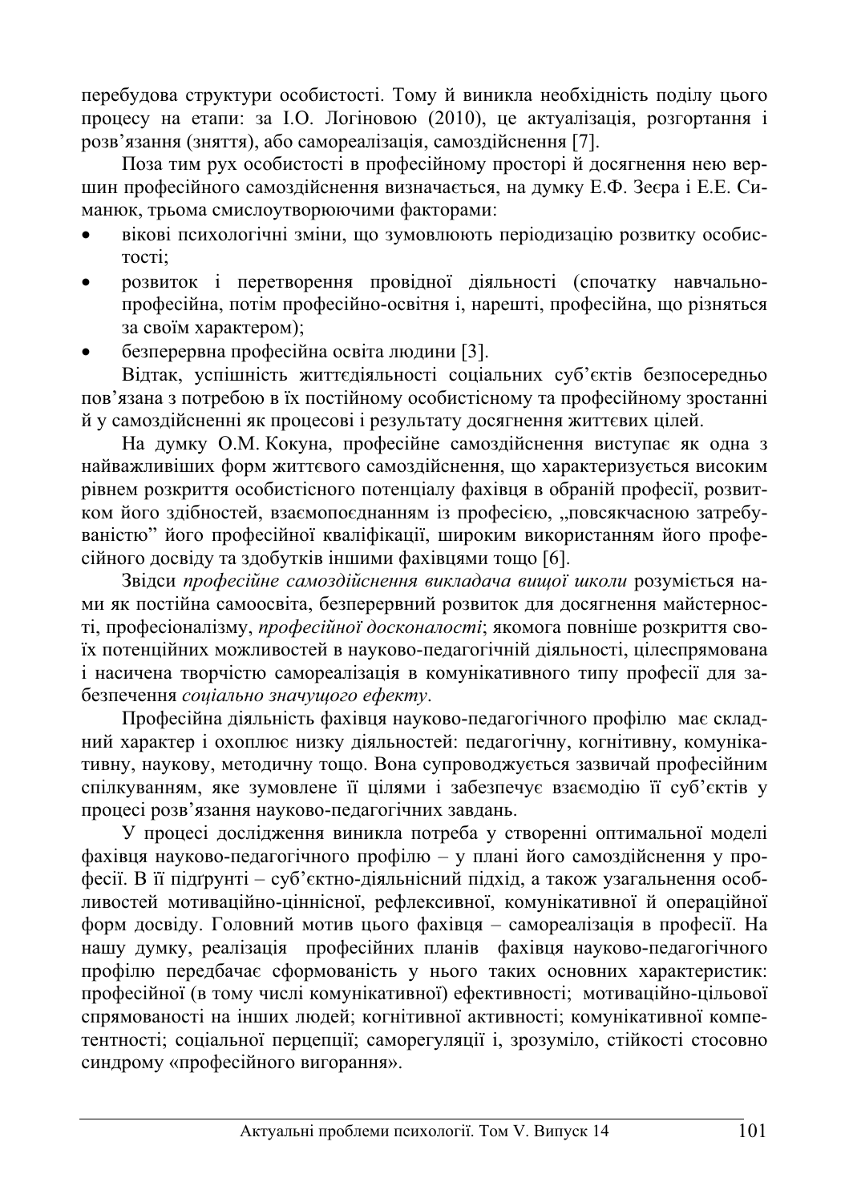перебудова структури особистості. Тому й виникла необхідність поділу цього процесу на етапи: за І.О. Логіновою (2010), це актуалізація, розгортання і розв'язання (зняття), або самореалізація, самоздійснення [7].

Поза тим рух особистості в професійному просторі й досягнення нею вершин професійного самоздійснення визначається, на думку Е.Ф. Зеєра і Е.Е. Симанюк, трьома смислоутворюючими факторами:

- вікові психологічні зміни, що зумовлюють періодизацію розвитку особистості;
- розвиток і перетворення провідної діяльності (спочатку навчально-професійна, потім професійно-освітня і, нарешті, професійна, що різняться за своїм характером);
- безперервна професійна освіта людини [3].

Відтак, успішність життєдіяльності соціальних суб'єктів безпосередньо пов'язана з потребою в їх постійному особистісному та професійному зростанні й у самоздійсненні як процесові і результату досягнення життєвих цілей.

На думку О.М. Кокуна, професійне самоздійснення виступає як одна з найважливіших форм життєвого самоздійснення, що характеризується високим рівнем розкриття особистісного потенціалу фахівця в обраній професії, розвитком його здібностей, взаємопоєднанням із професією, „повсякчасною затребуваністю" його професійної кваліфікації, широким використанням його професійного досвіду та здобутків іншими фахівцями тощо [6].

Звідси *професійне самоздійснення викладача вищої школи* розуміється нами як постійна самоосвіта, безперервний розвиток для досягнення майстерності, професіоналізму, *професійної досконалості*; якомога повніше розкриття своїх потенційних можливостей в науково-педагогічній діяльності, цілеспрямована і насичена творчістю самореалізація в комунікативного типу професії для забезпечення *соціально значущого ефекту*.

Професійна діяльність фахівця науково-педагогічного профілю має складний характер і охоплює низку діяльностей: педагогічну, когнітивну, комунікативну, наукову, методичну тощо. Вона супроводжується зазвичай професійним спілкуванням, яке зумовлене її цілями і забезпечує взаємодію її суб'єктів у процесі розв'язання науково-педагогічних завдань.

У процесі дослідження виникла потреба у створенні оптимальної моделі фахівця науково-педагогічного профілю – у плані його самоздійснення у професії. В її підґрунті – суб'єктно-діяльнісний підхід, а також узагальнення особливостей мотиваційно-ціннісної, рефлексивної, комунікативної й операційної форм досвіду. Головний мотив цього фахівця – самореалізація в професії. На нашу думку, реалізація професійних планів фахівця науково-педагогічного профілю передбачає сформованість у нього таких основних характеристик: професійної (в тому числі комунікативної) ефективності; мотиваційно-цільової спрямованості на інших людей; когнітивної активності; комунікативної компетентності; соціальної перцепції; саморегуляції і, зрозуміло, стійкості стосовно синдрому «професійного вигорання».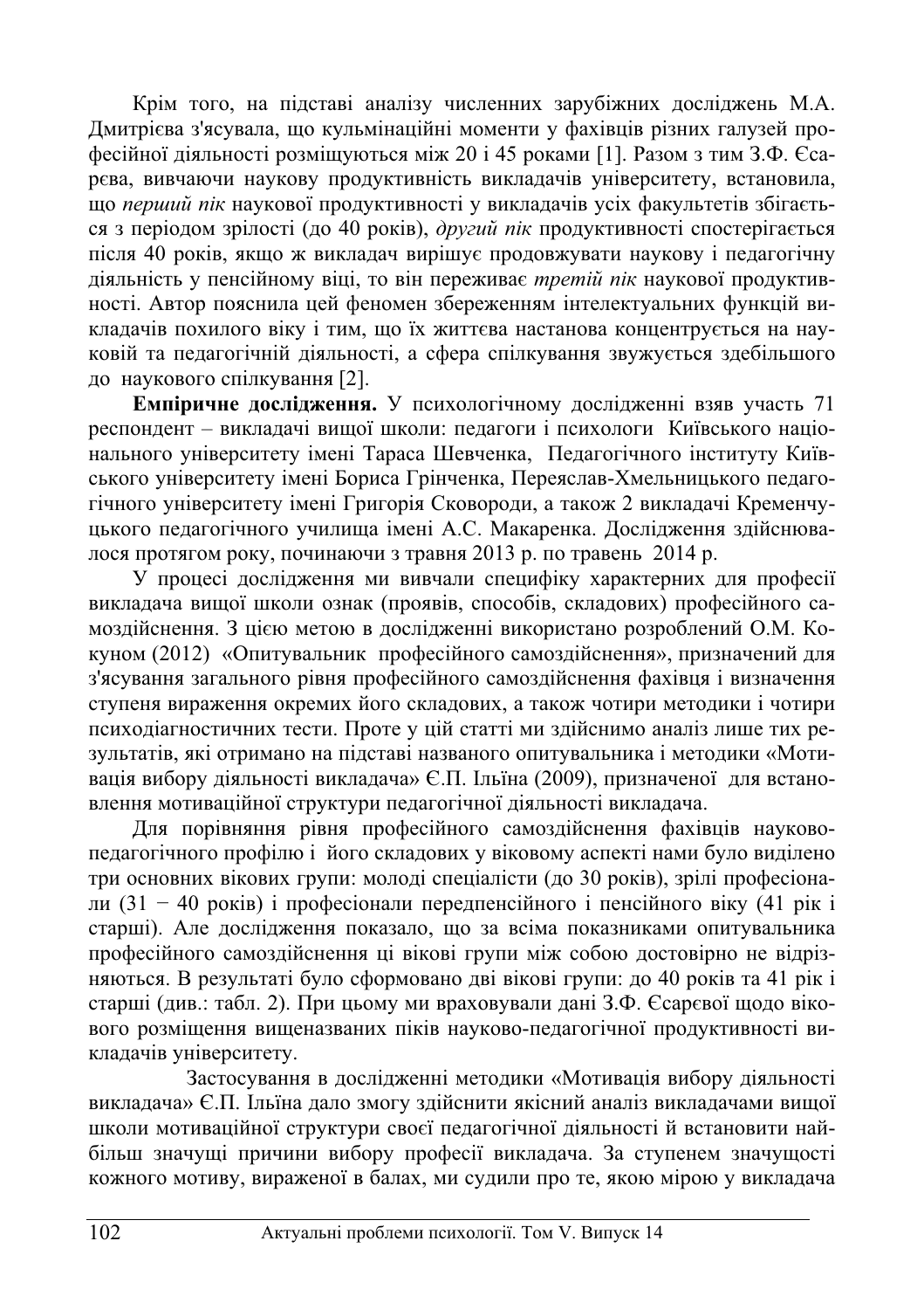Крім того, на підставі аналізу численних зарубіжних досліджень М.А. Дмитрієва з'ясувала, що кульмінаційні моменти у фахівців різних галузей професійної діяльності розміщуються між 20 і 45 роками [1]. Разом з тим З.Ф. Єсарєва, вивчаючи наукову продуктивність викладачів університету, встановила, що *перший пік* наукової продуктивності у викладачів усіх факультетів збігається з періодом зрілості (до 40 років), *другий пік* продуктивності спостерігається після 40 років, якщо ж викладач вирішує продовжувати наукову і педагогічну діяльність у пенсійному віці, то він переживає *третій пік* наукової продуктивності. Автор пояснила цей феномен збереженням інтелектуальних функцій викладачів похилого віку і тим, що їх життєва настанова концентрується на науковій та педагогічній діяльності, а сфера спілкування звужується здебільшого до наукового спілкування [2].

**Емпіричне дослідження.** У психологічному дослідженні взяв участь 71 респондент – викладачі вищої школи: педагоги і психологи Київського національного університету імені Тараса Шевченка, Педагогічного інституту Київського університету імені Бориса Грінченка, Переяслав-Хмельницького педагогічного університету імені Григорія Сковороди, а також 2 викладачі Кременчуцького педагогічного училища імені А.С. Макаренка. Дослідження здійснювалося протягом року, починаючи з травня 2013 р. по травень 2014 р.

У процесі дослідження ми вивчали специфіку характерних для професії викладача вищої школи ознак (проявів, способів, складових) професійного самоздійснення. З цією метою в дослідженні використано розроблений О.М. Кокуном (2012) «Опитувальник професійного самоздійснення», призначений для з'ясування загального рівня професійного самоздійснення фахівця і визначення ступеня вираження окремих його складових, а також чотири методики і чотири психодіагностичних тести. Проте у цій статті ми здійснимо аналіз лише тих результатів, які отримано на підставі названого опитувальника і методики «Мотивація вибору діяльності викладача» Є.П. Ільїна (2009), призначеної для встановлення мотиваційної структури педагогічної діяльності викладача.

Для порівняння рівня професійного самоздійснення фахівців науково-педагогічного профілю і його складових у віковому аспекті нами було виділено три основних вікових групи: молоді спеціалісти (до 30 років), зрілі професіонали (31 − 40 років) і професіонали передпенсійного і пенсійного віку (41 рік і старші). Але дослідження показало, що за всіма показниками опитувальника професійного самоздійснення ці вікові групи між собою достовірно не відрізняються. В результаті було сформовано дві вікові групи: до 40 років та 41 рік і старші (див.: табл. 2). При цьому ми враховували дані З.Ф. Єсарєвої щодо вікового розміщення вищеназваних піків науково-педагогічної продуктивності викладачів університету.

Застосування в дослідженні методики «Мотивація вибору діяльності викладача» Є.П. Ільїна дало змогу здійснити якісний аналіз викладачами вищої школи мотиваційної структури своєї педагогічної діяльності й встановити найбільш значущі причини вибору професії викладача. За ступенем значущості кожного мотиву, вираженої в балах, ми судили про те, якою мірою у викладача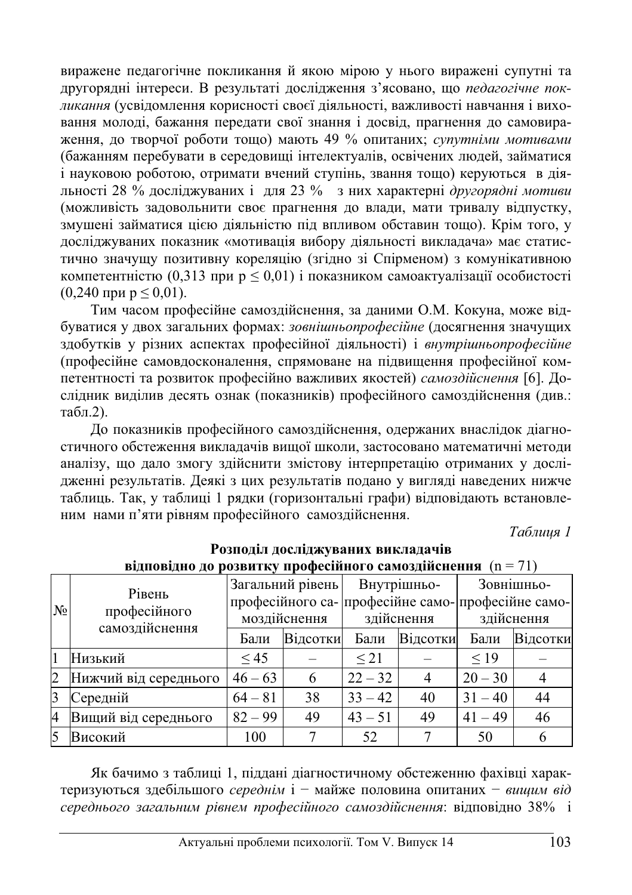виражене педагогічне покликання й якою мірою у нього виражені супутні та другорядні інтереси. В результаті дослідження з'ясовано, що *педагогічне покликання* (усвідомлення корисності своєї діяльності, важливості навчання і виховання молоді, бажання передати свої знання і досвід, прагнення до самовираження, до творчої роботи тощо) мають 49 % опитаних; *супутніми мотивами* (бажанням перебувати в середовищі інтелектуалів, освічених людей, займатися і науковою роботою, отримати вчений ступінь, звання тощо) керуються в діяльності 28 % досліджуваних і для 23 % з них характерні *другорядні мотиви* (можливість задовольнити своє прагнення до влади, мати тривалу відпустку, змушені займатися цією діяльністю під впливом обставин тощо). Крім того, у досліджуваних показник «мотивація вибору діяльності викладача» має статистично значущу позитивну кореляцію (згідно зі Спірменом) з комунікативною компетентністю (0,313 при $p \leq 0{,}01$) і показником самоактуалізації особистості (0,240 при $p \leq 0{,}01$).

Тим часом професійне самоздійснення, за даними О.М. Кокуна, може відбуватися у двох загальних формах: *зовнішньопрофесійне* (досягнення значущих здобутків у різних аспектах професійної діяльності) і *внутрішньопрофесійне* (професійне самовдосконалення, спрямоване на підвищення професійної компетентності та розвиток професійно важливих якостей) *самоздійснення* [6]. Дослідник виділив десять ознак (показників) професійного самоздійснення (див.: табл.2).

До показників професійного самоздійснення, одержаних внаслідок діагностичного обстеження викладачів вищої школи, застосовано математичні методи аналізу, що дало змогу здійснити змістову інтерпретацію отриманих у дослідженні результатів. Деякі з цих результатів подано у вигляді наведених нижче таблиць. Так, у таблиці 1 рядки (горизонтальні графи) відповідають встановленим нами п'яти рівням професійного самоздійснення.

*Таблиця 1*

**Розподіл досліджуваних викладачів відповідно до розвитку професійного самоздійснення** (n = 71)

| № | Рівень професійного самоздійснення | Загальний рівень професійного самоздійснення | | Внутрішньо-професійне самоздійснення | | Зовнішньо-професійне самоздійснення | |
|---|---|---|---|---|---|---|---|
| | | Бали | Відсотки | Бали | Відсотки | Бали | Відсотки |
| 1 | Низький | ≤ 45 | – | ≤ 21 | – | ≤ 19 | – |
| 2 | Нижчий від середнього | 46 – 63 | 6 | 22 – 32 | 4 | 20 – 30 | 4 |
| 3 | Середній | 64 – 81 | 38 | 33 – 42 | 40 | 31 – 40 | 44 |
| 4 | Вищий від середнього | 82 – 99 | 49 | 43 – 51 | 49 | 41 – 49 | 46 |
| 5 | Високий | 100 | 7 | 52 | 7 | 50 | 6 |

Як бачимо з таблиці 1, піддані діагностичному обстеженню фахівці характеризуються здебільшого *середнім* і − майже половина опитаних − *вищим від середнього загальним рівнем професійного самоздійснення*: відповідно 38% і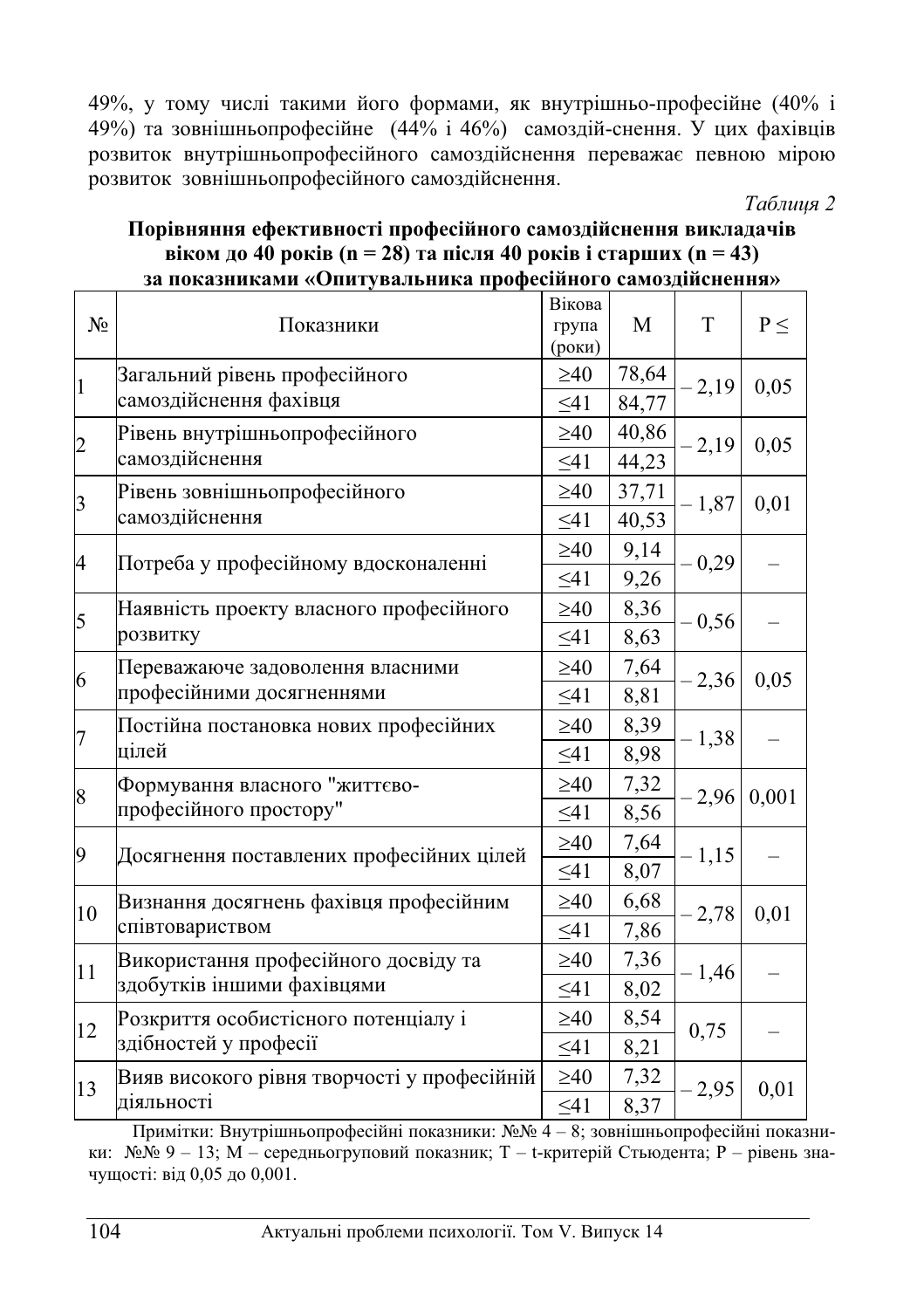49%, у тому числі такими його формами, як внутрішньо-професійне (40% і 49%) та зовнішньопрофесійне (44% і 46%) самоздій-снення. У цих фахівців розвиток внутрішньопрофесійного самоздійснення переважає певною мірою розвиток зовнішньопрофесійного самоздійснення.

*Таблиця 2*

**Порівняння ефективності професійного самоздійснення викладачів віком до 40 років (n = 28) та після 40 років і старших (n = 43) за показниками «Опитувальника професійного самоздійснення»**

| № | Показники | Вікова група (роки) | M | T | P ≤ |
|---|---|---|---|---|---|
| 1 | Загальний рівень професійного самоздійснення фахівця | ≥40 | 78,64 | – 2,19 | 0,05 |
| | | ≤41 | 84,77 | | |
| 2 | Рівень внутрішньопрофесійного самоздійснення | ≥40 | 40,86 | – 2,19 | 0,05 |
| | | ≤41 | 44,23 | | |
| 3 | Рівень зовнішньопрофесійного самоздійснення | ≥40 | 37,71 | – 1,87 | 0,01 |
| | | ≤41 | 40,53 | | |
| 4 | Потреба у професійному вдосконаленні | ≥40 | 9,14 | – 0,29 | – |
| | | ≤41 | 9,26 | | |
| 5 | Наявність проекту власного професійного розвитку | ≥40 | 8,36 | – 0,56 | – |
| | | ≤41 | 8,63 | | |
| 6 | Переважаюче задоволення власними професійними досягненнями | ≥40 | 7,64 | – 2,36 | 0,05 |
| | | ≤41 | 8,81 | | |
| 7 | Постійна постановка нових професійних цілей | ≥40 | 8,39 | – 1,38 | – |
| | | ≤41 | 8,98 | | |
| 8 | Формування власного "життєво-професійного простору" | ≥40 | 7,32 | – 2,96 | 0,001 |
| | | ≤41 | 8,56 | | |
| 9 | Досягнення поставлених професійних цілей | ≥40 | 7,64 | – 1,15 | – |
| | | ≤41 | 8,07 | | |
| 10 | Визнання досягнень фахівця професійним співтовариством | ≥40 | 6,68 | – 2,78 | 0,01 |
| | | ≤41 | 7,86 | | |
| 11 | Використання професійного досвіду та здобутків іншими фахівцями | ≥40 | 7,36 | – 1,46 | – |
| | | ≤41 | 8,02 | | |
| 12 | Розкриття особистісного потенціалу і здібностей у професії | ≥40 | 8,54 | 0,75 | – |
| | | ≤41 | 8,21 | | |
| 13 | Вияв високого рівня творчості у професійній діяльності | ≥40 | 7,32 | – 2,95 | 0,01 |
| | | ≤41 | 8,37 | | |

Примітки: Внутрішньопрофесійні показники: №№ 4 – 8; зовнішньопрофесійні показники: №№ 9 – 13; M – середньогруповий показник; T – t-критерій Стьюдента; P – рівень значущості: від 0,05 до 0,001.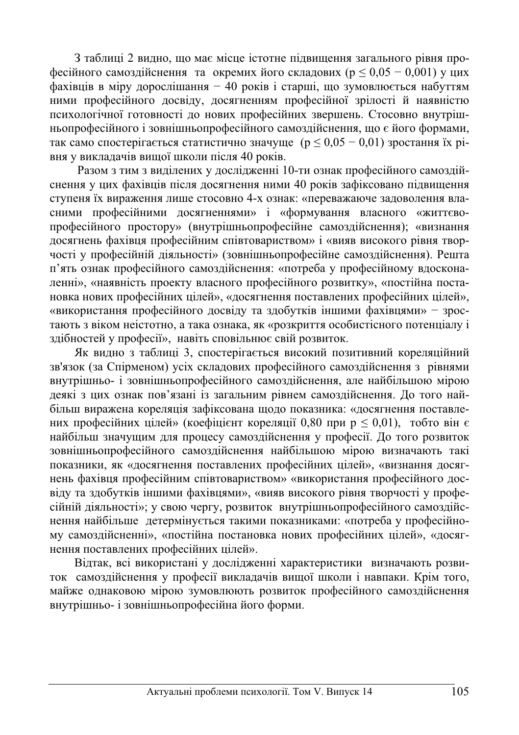З таблиці 2 видно, що має місце істотне підвищення загального рівня професійного самоздійснення та окремих його складових ($p \leq 0,05 - 0,001$) у цих фахівців в міру дорослішання − 40 років і старші, що зумовлюється набуттям ними професійного досвіду, досягненням професійної зрілості й наявністю психологічної готовності до нових професійних звершень. Стосовно внутрішньопрофесійного і зовнішньопрофесійного самоздійснення, що є його формами, так само спостерігається статистично значуще ($p \leq 0,05 - 0,01$) зростання їх рівня у викладачів вищої школи після 40 років.

Разом з тим з виділених у дослідженні 10-ти ознак професійного самоздійснення у цих фахівців після досягнення ними 40 років зафіксовано підвищення ступеня їх вираження лише стосовно 4-х ознак: «переважаюче задоволення власними професійними досягненнями» і «формування власного «життєво-професійного простору» (внутрішньопрофесійне самоздійснення); «визнання досягнень фахівця професійним співтовариством» і «вияв високого рівня творчості у професійній діяльності» (зовнішньопрофесійне самоздійснення). Решта п'ять ознак професійного самоздійснення: «потреба у професійному вдосконаленні», «наявність проекту власного професійного розвитку», «постійна постановка нових професійних цілей», «досягнення поставлених професійних цілей», «використання професійного досвіду та здобутків іншими фахівцями» − зростають з віком неістотно, а така ознака, як «розкриття особистісного потенціалу і здібностей у професії», навіть сповільнює свій розвиток.

Як видно з таблиці 3, спостерігається високий позитивний кореляційний зв'язок (за Спірменом) усіх складових професійного самоздійснення з рівнями внутрішньо- і зовнішньопрофесійного самоздійснення, але найбільшою мірою деякі з цих ознак пов'язані із загальним рівнем самоздійснення. До того найбільш виражена кореляція зафіксована щодо показника: «досягнення поставлених професійних цілей» (коефіцієнт кореляції 0,80 при $p \leq 0,01$), тобто він є найбільш значущим для процесу самоздійснення у професії. До того розвиток зовнішньопрофесійного самоздійснення найбільшою мірою визначають такі показники, як «досягнення поставлених професійних цілей», «визнання досягнень фахівця професійним співтовариством» «використання професійного досвіду та здобутків іншими фахівцями», «вияв високого рівня творчості у професійній діяльності»; у свою чергу, розвиток внутрішньопрофесійного самоздійснення найбільше детермінується такими показниками: «потреба у професійному самоздійсненні», «постійна постановка нових професійних цілей», «досягнення поставлених професійних цілей».

Відтак, всі використані у дослідженні характеристики визначають розвиток самоздійснення у професії викладачів вищої школи і навпаки. Крім того, майже однаковою мірою зумовлюють розвиток професійного самоздійснення внутрішньо- і зовнішньопрофесійна його форми.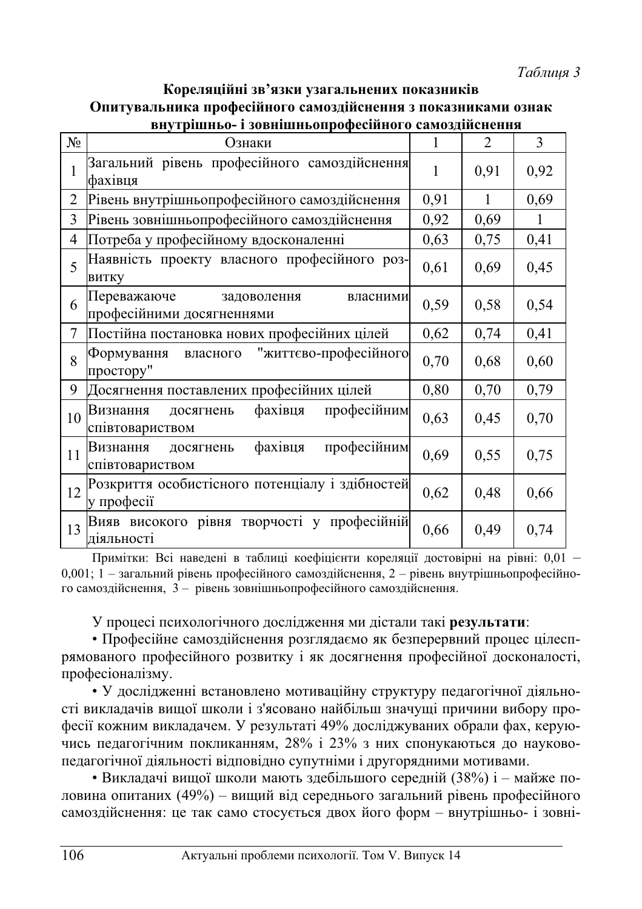*Таблиця 3*

**Кореляційні зв'язки узагальнених показників Опитувальника професійного самоздійснення з показниками ознак внутрішньо- і зовнішньопрофесійного самоздійснення**

| № | Ознаки | 1 | 2 | 3 |
|---|---|---|---|---|
| 1 | Загальний рівень професійного самоздійснення фахівця | 1 | 0,91 | 0,92 |
| 2 | Рівень внутрішньопрофесійного самоздійснення | 0,91 | 1 | 0,69 |
| 3 | Рівень зовнішньопрофесійного самоздійснення | 0,92 | 0,69 | 1 |
| 4 | Потреба у професійному вдосконаленні | 0,63 | 0,75 | 0,41 |
| 5 | Наявність проекту власного професійного розвитку | 0,61 | 0,69 | 0,45 |
| 6 | Переважаюче задоволення власними професійними досягненнями | 0,59 | 0,58 | 0,54 |
| 7 | Постійна постановка нових професійних цілей | 0,62 | 0,74 | 0,41 |
| 8 | Формування власного "життєво-професійного простору" | 0,70 | 0,68 | 0,60 |
| 9 | Досягнення поставлених професійних цілей | 0,80 | 0,70 | 0,79 |
| 10 | Визнання досягнень фахівця професійним співтовариством | 0,63 | 0,45 | 0,70 |
| 11 | Визнання досягнень фахівця професійним співтовариством | 0,69 | 0,55 | 0,75 |
| 12 | Розкриття особистісного потенціалу і здібностей у професії | 0,62 | 0,48 | 0,66 |
| 13 | Вияв високого рівня творчості у професійній діяльності | 0,66 | 0,49 | 0,74 |

Примітки: Всі наведені в таблиці коефіцієнти кореляції достовірні на рівні: 0,01 – 0,001; 1 – загальний рівень професійного самоздійснення, 2 – рівень внутрішньопрофесійного самоздійснення, 3 – рівень зовнішньопрофесійного самоздійснення.

У процесі психологічного дослідження ми дістали такі **результати**:

• Професійне самоздійснення розглядаємо як безперервний процес цілеспрямованого професійного розвитку і як досягнення професійної досконалості, професіоналізму.

• У дослідженні встановлено мотиваційну структуру педагогічної діяльності викладачів вищої школи і з'ясовано найбільш значущі причини вибору професії кожним викладачем. У результаті 49% досліджуваних обрали фах, керуючись педагогічним покликанням, 28% і 23% з них спонукаються до науково-педагогічної діяльності відповідно супутніми і другорядними мотивами.

• Викладачі вищої школи мають здебільшого середній (38%) і – майже половина опитаних (49%) – вищий від середнього загальний рівень професійного самоздійснення: це так само стосується двох його форм – внутрішньо- і зовні-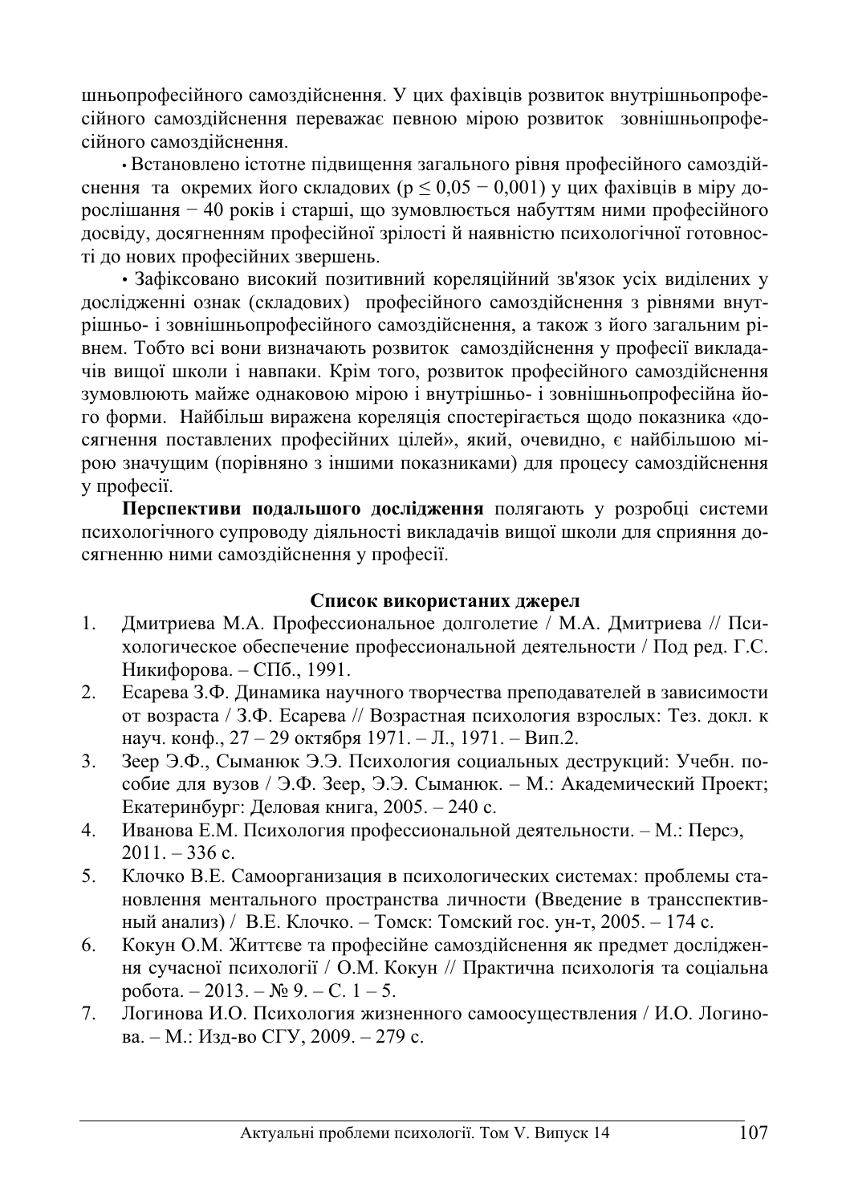шньопрофесійного самоздійснення. У цих фахівців розвиток внутрішньопрофесійного самоздійснення переважає певною мірою розвиток зовнішньопрофесійного самоздійснення.

• Встановлено істотне підвищення загального рівня професійного самоздійснення та окремих його складових ($p \leq 0{,}05 - 0{,}001$) у цих фахівців в міру дорослішання − 40 років і старші, що зумовлюється набуттям ними професійного досвіду, досягненням професійної зрілості й наявністю психологічної готовності до нових професійних звершень.

• Зафіксовано високий позитивний кореляційний зв'язок усіх виділених у дослідженні ознак (складових) професійного самоздійснення з рівнями внутрішньо- і зовнішньопрофесійного самоздійснення, а також з його загальним рівнем. Тобто всі вони визначають розвиток самоздійснення у професії викладачів вищої школи і навпаки. Крім того, розвиток професійного самоздійснення зумовлюють майже однаковою мірою і внутрішньо- і зовнішньопрофесійна його форми. Найбільш виражена кореляція спостерігається щодо показника «досягнення поставлених професійних цілей», який, очевидно, є найбільшою мірою значущим (порівняно з іншими показниками) для процесу самоздійснення у професії.

**Перспективи подальшого дослідження** полягають у розробці системи психологічного супроводу діяльності викладачів вищої школи для сприяння досягненню ними самоздійснення у професії.

### Список використаних джерел

1. Дмитриева М.А. Профессиональное долголетие / М.А. Дмитриева // Психологическое обеспечение профессиональной деятельности / Под ред. Г.С. Никифорова. – СПб., 1991.
2. Есарева З.Ф. Динамика научного творчества преподавателей в зависимости от возраста / З.Ф. Есарева // Возрастная психология взрослых: Тез. докл. к науч. конф., 27 – 29 октября 1971. – Л., 1971. – Вип.2.
3. Зеер Э.Ф., Сыманюк Э.Э. Психология социальных деструкций: Учебн. пособие для вузов / Э.Ф. Зеер, Э.Э. Сыманюк. – М.: Академический Проект; Екатеринбург: Деловая книга, 2005. – 240 с.
4. Иванова Е.М. Психология профессиональной деятельности. – М.: Персэ, 2011. – 336 с.
5. Клочко В.Е. Самоорганизация в психологических системах: проблемы становления ментального пространства личности (Введение в трансспективный анализ) / В.Е. Клочко. – Томск: Томский гос. ун-т, 2005. – 174 с.
6. Кокун О.М. Життєве та професійне самоздійснення як предмет дослідження сучасної психології / О.М. Кокун // Практична психологія та соціальна робота. – 2013. – № 9. – С. 1 – 5.
7. Логинова И.О. Психология жизненного самоосуществления / И.О. Логинова. – М.: Изд-во СГУ, 2009. – 279 с.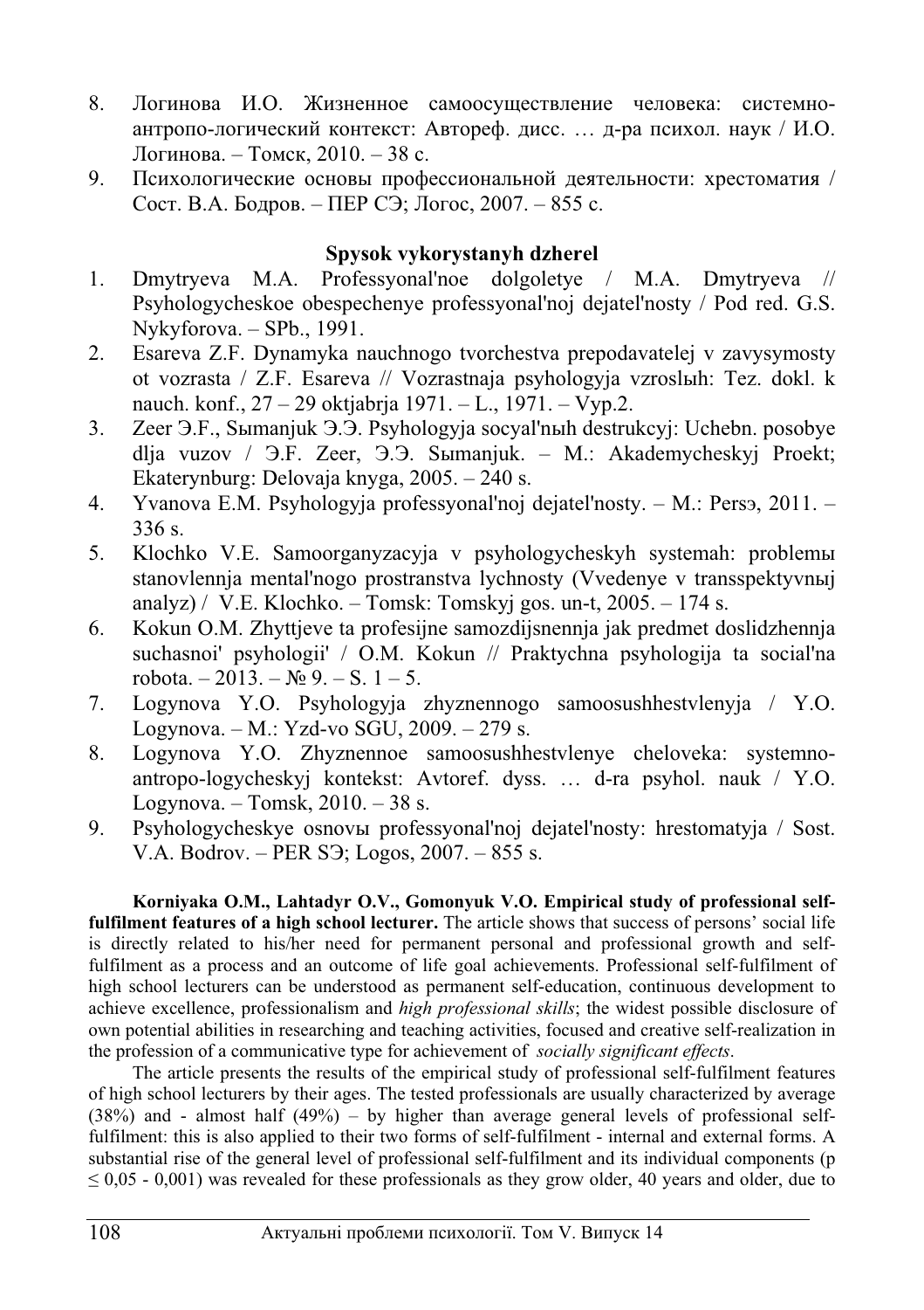8. Логинова И.О. Жизненное самоосуществление человека: системно-антропо-логический контекст: Автореф. дисс. … д-ра психол. наук / И.О. Логинова. – Томск, 2010. – 38 с.
9. Психологические основы профессиональной деятельности: хрестоматия / Сост. В.А. Бодров. – ПЕР СЭ; Логос, 2007. – 855 с.

**Spysok vykorystanyh dzherel**

1. Dmytryeva M.A. Professyonal'noe dolgoletye / M.A. Dmytryeva // Psyhologycheskoe obespechenye professyonal'noj dejatel'nosty / Pod red. G.S. Nykyforova. – SPb., 1991.
2. Esareva Z.F. Dynamyka nauchnogo tvorchestva prepodavatelej v zavysymosty ot vozrasta / Z.F. Esareva // Vozrastnaja psyhologyja vzroslыh: Tez. dokl. k nauch. konf., 27 – 29 oktjabrja 1971. – L., 1971. – Vyp.2.
3. Zeer Э.F., Sыmanjuk Э.Э. Psyhologyja socyal'nыh destrukcyj: Uchebn. posobye dlja vuzov / Э.F. Zeer, Э.Э. Sыmanjuk. – M.: Akademycheskyj Proekt; Ekaterynburg: Delovaja knyga, 2005. – 240 s.
4. Yvanova E.M. Psyhologyja professyonal'noj dejatel'nosty. – M.: Persэ, 2011. – 336 s.
5. Klochko V.E. Samoorganyzacyja v psyhologycheskyh systemah: problemы stanovlennja mental'nogo prostranstva lychnosty (Vvedenye v transspektyvnыj analyz) / V.E. Klochko. – Tomsk: Tomskyj gos. un-t, 2005. – 174 s.
6. Kokun O.M. Zhyttjeve ta profesijne samozdijsnennja jak predmet doslidzhennja suchasnoi' psyhologii' / O.M. Kokun // Praktychna psyhologija ta social'na robota. – 2013. – № 9. – S. 1 – 5.
7. Logynova Y.O. Psyhologyja zhyznennogo samoosushhestvlenyja / Y.O. Logynova. – M.: Yzd-vo SGU, 2009. – 279 s.
8. Logynova Y.O. Zhyznennoe samoosushhestvlenye cheloveka: systemno-antropo-logycheskyj kontekst: Avtoref. dyss. … d-ra psyhol. nauk / Y.O. Logynova. – Tomsk, 2010. – 38 s.
9. Psyhologycheskye osnovы professyonal'noj dejatel'nosty: hrestomatyja / Sost. V.A. Bodrov. – PER SЭ; Logos, 2007. – 855 s.

**Korniyaka O.M., Lahtadyr O.V., Gomonyuk V.O. Empirical study of professional self-fulfilment features of a high school lecturer.** The article shows that success of persons' social life is directly related to his/her need for permanent personal and professional growth and self-fulfilment as a process and an outcome of life goal achievements. Professional self-fulfilment of high school lecturers can be understood as permanent self-education, continuous development to achieve excellence, professionalism and *high professional skills*; the widest possible disclosure of own potential abilities in researching and teaching activities, focused and creative self-realization in the profession of a communicative type for achievement of *socially significant effects*.

The article presents the results of the empirical study of professional self-fulfilment features of high school lecturers by their ages. The tested professionals are usually characterized by average (38%) and - almost half (49%) – by higher than average general levels of professional self-fulfilment: this is also applied to their two forms of self-fulfilment - internal and external forms. A substantial rise of the general level of professional self-fulfilment and its individual components ($p \leq 0{,}05$ - $0{,}001$) was revealed for these professionals as they grow older, 40 years and older, due to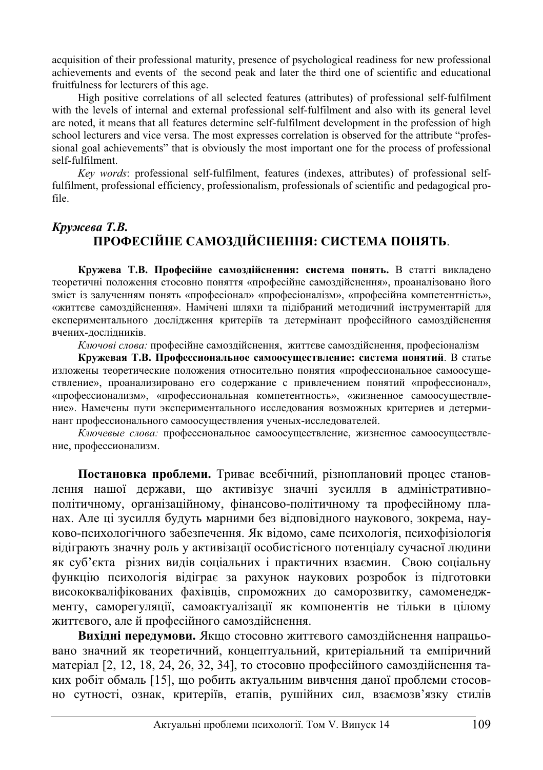acquisition of their professional maturity, presence of psychological readiness for new professional achievements and events of the second peak and later the third one of scientific and educational fruitfulness for lecturers of this age.

High positive correlations of all selected features (attributes) of professional self-fulfilment with the levels of internal and external professional self-fulfilment and also with its general level are noted, it means that all features determine self-fulfilment development in the profession of high school lecturers and vice versa. The most expresses correlation is observed for the attribute "professional goal achievements" that is obviously the most important one for the process of professional self-fulfilment.

*Key words*: professional self-fulfilment, features (indexes, attributes) of professional self-fulfilment, professional efficiency, professionalism, professionals of scientific and pedagogical profile.

***Кружева Т.В.***

## ПРОФЕСІЙНЕ САМОЗДІЙСНЕННЯ: СИСТЕМА ПОНЯТЬ.

**Кружева Т.В. Професійне самоздійснення: система понять.** В статті викладено теоретичні положення стосовно поняття «професійне самоздійснення», проаналізовано його зміст із залученням понять «професіонал» «професіоналізм», «професійна компетентність», «життєве самоздійснення». Намічені шляхи та підібраний методичний інструментарій для експериментального дослідження критеріїв та детермінант професійного самоздійснення вчених-дослідників.

*Ключові слова:* професійне самоздійснення, життєве самоздійснення, професіоналізм

**Кружевая Т.В. Профессиональное самоосуществление: система понятий**. В статье изложены теоретические положения относительно понятия «профессиональное самоосуществление», проанализировано его содержание с привлечением понятий «профессионал», «профессионализм», «профессиональная компетентность», «жизненное самоосуществление». Намечены пути экспериментального исследования возможных критериев и детерминант профессионального самоосуществления ученых-исследователей.

*Ключевые слова:* профессиональное самоосуществление, жизненное самоосуществление, профессионализм.

**Постановка проблеми.** Триває всебічний, різноплановий процес становлення нашої держави, що активізує значні зусилля в адміністративно-політичному, організаційному, фінансово-політичному та професійному планах. Але ці зусилля будуть марними без відповідного наукового, зокрема, науково-психологічного забезпечення. Як відомо, саме психологія, психофізіологія відіграють значну роль у активізації особистісного потенціалу сучасної людини як суб'єкта різних видів соціальних і практичних взаємин. Свою соціальну функцію психологія відіграє за рахунок наукових розробок із підготовки висококваліфікованих фахівців, спроможних до саморозвитку, самоменеджменту, саморегуляції, самоактуалізації як компонентів не тільки в цілому життєвого, але й професійного самоздійснення.

**Вихідні передумови.** Якщо стосовно життєвого самоздійснення напрацьовано значний як теоретичний, концептуальний, критеріальний та емпіричний матеріал [2, 12, 18, 24, 26, 32, 34], то стосовно професійного самоздійснення таких робіт обмаль [15], що робить актуальним вивчення даної проблеми стосовно сутності, ознак, критеріїв, етапів, рушійних сил, взаємозв'язку стилів